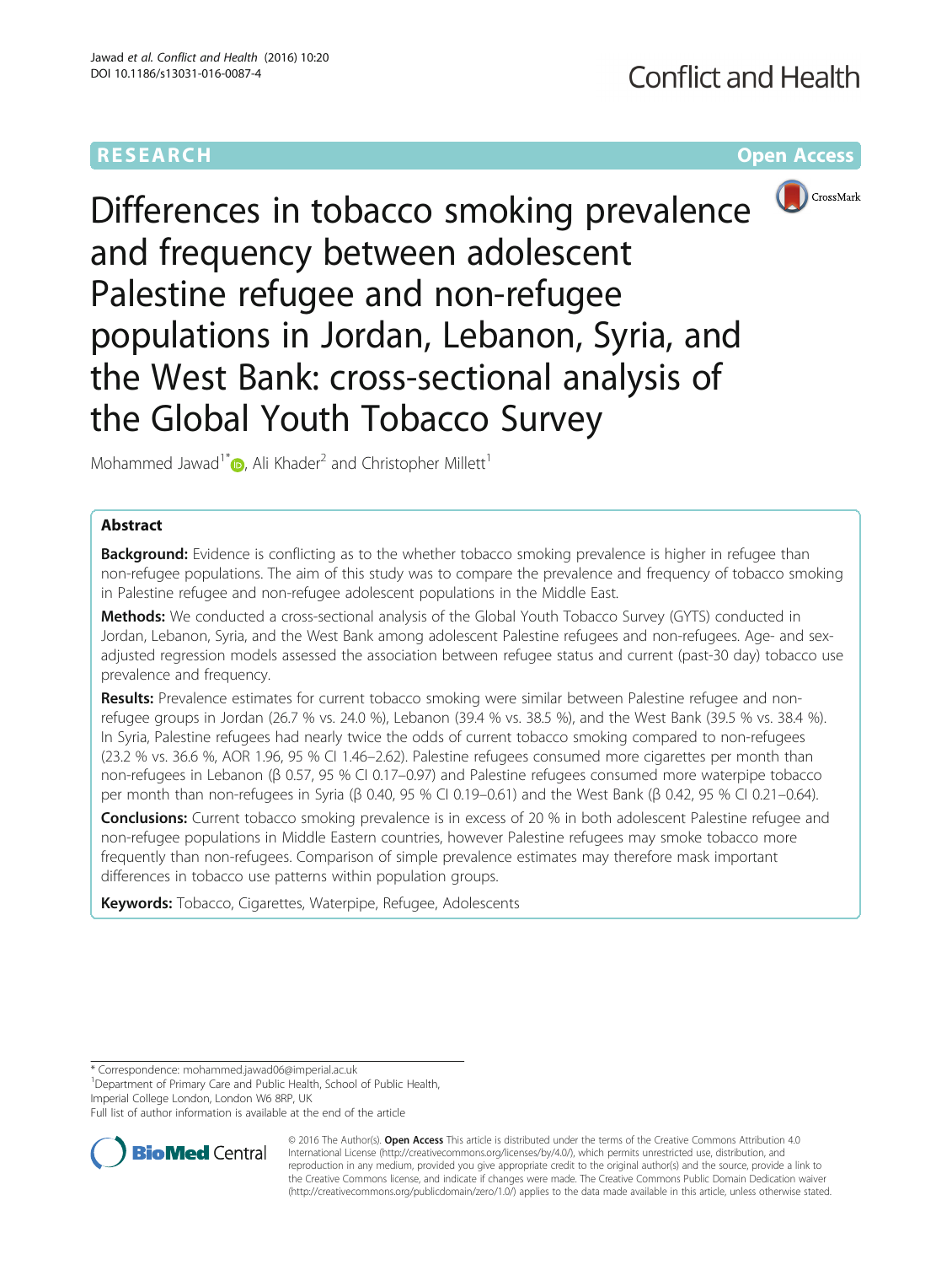RESEARCH Open Access

# Differences in tobacco smoking prevalence and frequency between adolescent Palestine refugee and non-refugee populations in Jordan, Lebanon, Syria, and the West Bank: cross-sectional analysis of the Global Youth Tobacco Survey

Mohammed Jawad[1*], Ali Khader[2] and Christopher Millett[1]

## Abstract

**Background:** Evidence is conflicting as to the whether tobacco smoking prevalence is higher in refugee than non-refugee populations. The aim of this study was to compare the prevalence and frequency of tobacco smoking in Palestine refugee and non-refugee adolescent populations in the Middle East.

**Methods:** We conducted a cross-sectional analysis of the Global Youth Tobacco Survey (GYTS) conducted in Jordan, Lebanon, Syria, and the West Bank among adolescent Palestine refugees and non-refugees. Age- and sex-adjusted regression models assessed the association between refugee status and current (past-30 day) tobacco use prevalence and frequency.

**Results:** Prevalence estimates for current tobacco smoking were similar between Palestine refugee and non-refugee groups in Jordan (26.7 % vs. 24.0 %), Lebanon (39.4 % vs. 38.5 %), and the West Bank (39.5 % vs. 38.4 %). In Syria, Palestine refugees had nearly twice the odds of current tobacco smoking compared to non-refugees (23.2 % vs. 36.6 %, AOR 1.96, 95 % CI 1.46–2.62). Palestine refugees consumed more cigarettes per month than non-refugees in Lebanon (β 0.57, 95 % CI 0.17–0.97) and Palestine refugees consumed more waterpipe tobacco per month than non-refugees in Syria (β 0.40, 95 % CI 0.19–0.61) and the West Bank (β 0.42, 95 % CI 0.21–0.64).

**Conclusions:** Current tobacco smoking prevalence is in excess of 20 % in both adolescent Palestine refugee and non-refugee populations in Middle Eastern countries, however Palestine refugees may smoke tobacco more frequently than non-refugees. Comparison of simple prevalence estimates may therefore mask important differences in tobacco use patterns within population groups.

**Keywords:** Tobacco, Cigarettes, Waterpipe, Refugee, Adolescents

---

* Correspondence: mohammed.jawad06@imperial.ac.uk
[1]Department of Primary Care and Public Health, School of Public Health, Imperial College London, London W6 8RP, UK
Full list of author information is available at the end of the article

© 2016 The Author(s). **Open Access** This article is distributed under the terms of the Creative Commons Attribution 4.0 International License (http://creativecommons.org/licenses/by/4.0/), which permits unrestricted use, distribution, and reproduction in any medium, provided you give appropriate credit to the original author(s) and the source, provide a link to the Creative Commons license, and indicate if changes were made. The Creative Commons Public Domain Dedication waiver (http://creativecommons.org/publicdomain/zero/1.0/) applies to the data made available in this article, unless otherwise stated.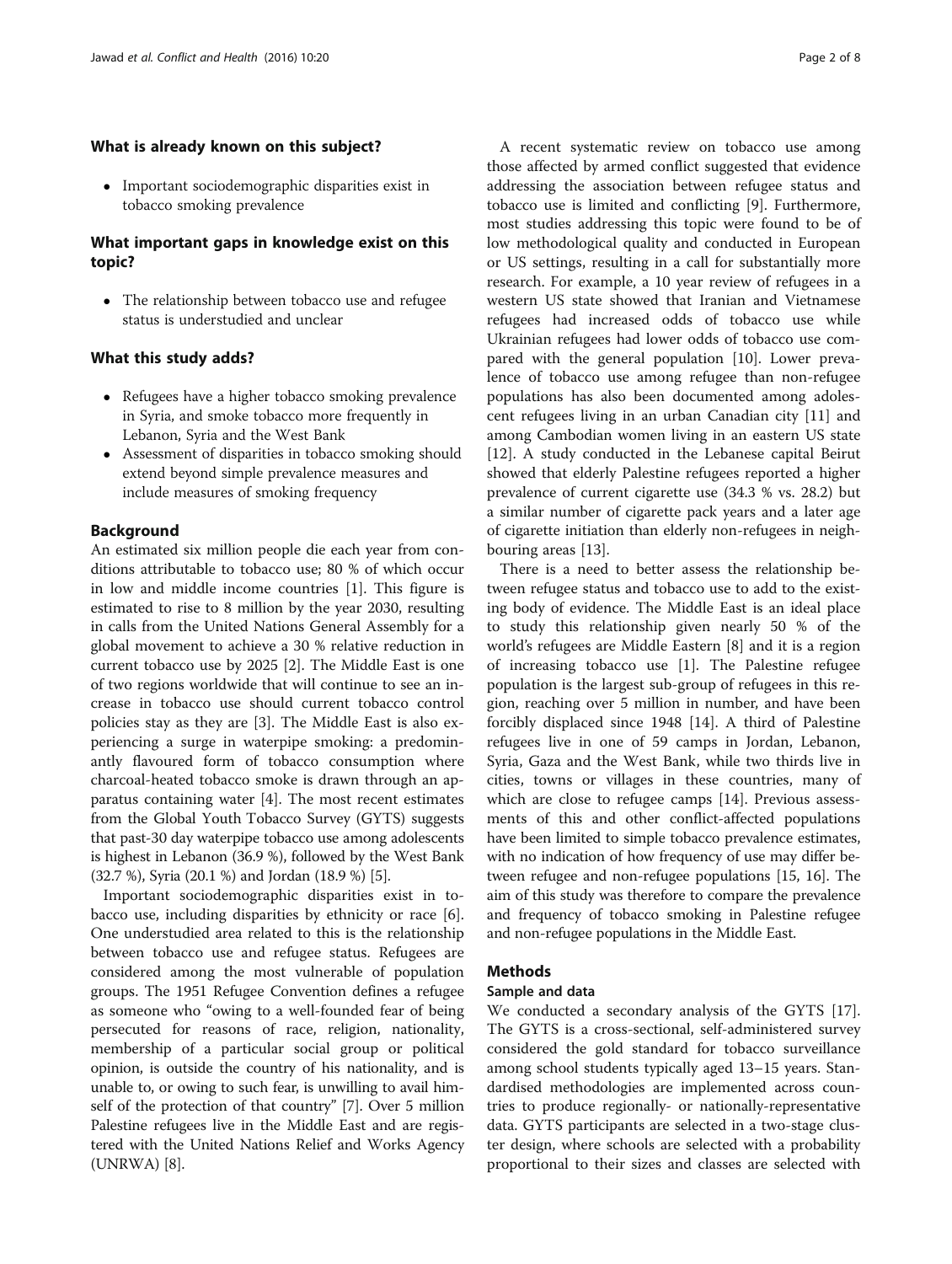### What is already known on this subject?

- Important sociodemographic disparities exist in tobacco smoking prevalence

### What important gaps in knowledge exist on this topic?

- The relationship between tobacco use and refugee status is understudied and unclear

### What this study adds?

- Refugees have a higher tobacco smoking prevalence in Syria, and smoke tobacco more frequently in Lebanon, Syria and the West Bank
- Assessment of disparities in tobacco smoking should extend beyond simple prevalence measures and include measures of smoking frequency

## Background

An estimated six million people die each year from conditions attributable to tobacco use; 80 % of which occur in low and middle income countries [1]. This figure is estimated to rise to 8 million by the year 2030, resulting in calls from the United Nations General Assembly for a global movement to achieve a 30 % relative reduction in current tobacco use by 2025 [2]. The Middle East is one of two regions worldwide that will continue to see an increase in tobacco use should current tobacco control policies stay as they are [3]. The Middle East is also experiencing a surge in waterpipe smoking: a predominantly flavoured form of tobacco consumption where charcoal-heated tobacco smoke is drawn through an apparatus containing water [4]. The most recent estimates from the Global Youth Tobacco Survey (GYTS) suggests that past-30 day waterpipe tobacco use among adolescents is highest in Lebanon (36.9 %), followed by the West Bank (32.7 %), Syria (20.1 %) and Jordan (18.9 %) [5].

Important sociodemographic disparities exist in tobacco use, including disparities by ethnicity or race [6]. One understudied area related to this is the relationship between tobacco use and refugee status. Refugees are considered among the most vulnerable of population groups. The 1951 Refugee Convention defines a refugee as someone who "owing to a well-founded fear of being persecuted for reasons of race, religion, nationality, membership of a particular social group or political opinion, is outside the country of his nationality, and is unable to, or owing to such fear, is unwilling to avail himself of the protection of that country" [7]. Over 5 million Palestine refugees live in the Middle East and are registered with the United Nations Relief and Works Agency (UNRWA) [8].

A recent systematic review on tobacco use among those affected by armed conflict suggested that evidence addressing the association between refugee status and tobacco use is limited and conflicting [9]. Furthermore, most studies addressing this topic were found to be of low methodological quality and conducted in European or US settings, resulting in a call for substantially more research. For example, a 10 year review of refugees in a western US state showed that Iranian and Vietnamese refugees had increased odds of tobacco use while Ukrainian refugees had lower odds of tobacco use compared with the general population [10]. Lower prevalence of tobacco use among refugee than non-refugee populations has also been documented among adolescent refugees living in an urban Canadian city [11] and among Cambodian women living in an eastern US state [12]. A study conducted in the Lebanese capital Beirut showed that elderly Palestine refugees reported a higher prevalence of current cigarette use (34.3 % vs. 28.2) but a similar number of cigarette pack years and a later age of cigarette initiation than elderly non-refugees in neighbouring areas [13].

There is a need to better assess the relationship between refugee status and tobacco use to add to the existing body of evidence. The Middle East is an ideal place to study this relationship given nearly 50 % of the world's refugees are Middle Eastern [8] and it is a region of increasing tobacco use [1]. The Palestine refugee population is the largest sub-group of refugees in this region, reaching over 5 million in number, and have been forcibly displaced since 1948 [14]. A third of Palestine refugees live in one of 59 camps in Jordan, Lebanon, Syria, Gaza and the West Bank, while two thirds live in cities, towns or villages in these countries, many of which are close to refugee camps [14]. Previous assessments of this and other conflict-affected populations have been limited to simple tobacco prevalence estimates, with no indication of how frequency of use may differ between refugee and non-refugee populations [15, 16]. The aim of this study was therefore to compare the prevalence and frequency of tobacco smoking in Palestine refugee and non-refugee populations in the Middle East.

## Methods

### Sample and data

We conducted a secondary analysis of the GYTS [17]. The GYTS is a cross-sectional, self-administered survey considered the gold standard for tobacco surveillance among school students typically aged 13–15 years. Standardised methodologies are implemented across countries to produce regionally- or nationally-representative data. GYTS participants are selected in a two-stage cluster design, where schools are selected with a probability proportional to their sizes and classes are selected with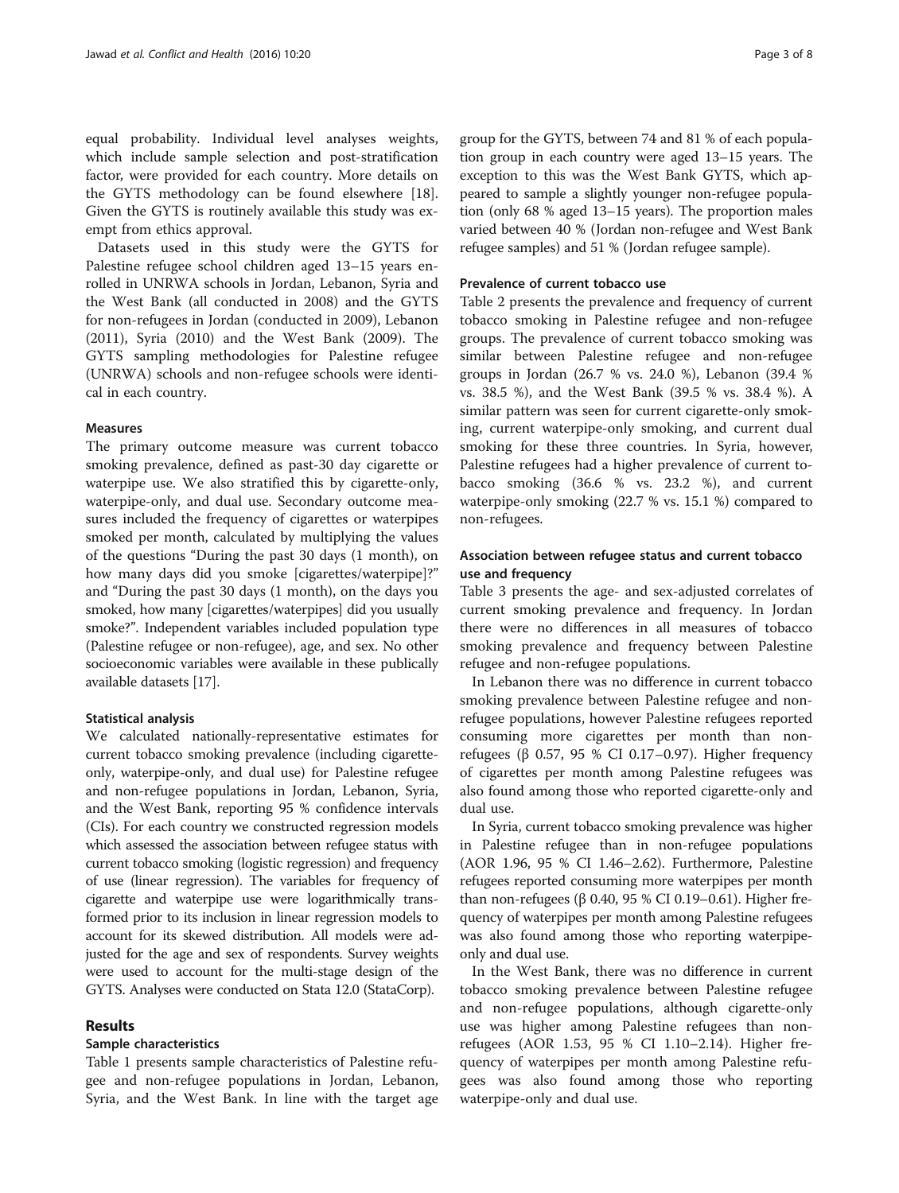equal probability. Individual level analyses weights, which include sample selection and post-stratification factor, were provided for each country. More details on the GYTS methodology can be found elsewhere [18]. Given the GYTS is routinely available this study was exempt from ethics approval.

Datasets used in this study were the GYTS for Palestine refugee school children aged 13–15 years enrolled in UNRWA schools in Jordan, Lebanon, Syria and the West Bank (all conducted in 2008) and the GYTS for non-refugees in Jordan (conducted in 2009), Lebanon (2011), Syria (2010) and the West Bank (2009). The GYTS sampling methodologies for Palestine refugee (UNRWA) schools and non-refugee schools were identical in each country.

### Measures

The primary outcome measure was current tobacco smoking prevalence, defined as past-30 day cigarette or waterpipe use. We also stratified this by cigarette-only, waterpipe-only, and dual use. Secondary outcome measures included the frequency of cigarettes or waterpipes smoked per month, calculated by multiplying the values of the questions "During the past 30 days (1 month), on how many days did you smoke [cigarettes/waterpipe]?" and "During the past 30 days (1 month), on the days you smoked, how many [cigarettes/waterpipes] did you usually smoke?". Independent variables included population type (Palestine refugee or non-refugee), age, and sex. No other socioeconomic variables were available in these publically available datasets [17].

### Statistical analysis

We calculated nationally-representative estimates for current tobacco smoking prevalence (including cigarette-only, waterpipe-only, and dual use) for Palestine refugee and non-refugee populations in Jordan, Lebanon, Syria, and the West Bank, reporting 95 % confidence intervals (CIs). For each country we constructed regression models which assessed the association between refugee status with current tobacco smoking (logistic regression) and frequency of use (linear regression). The variables for frequency of cigarette and waterpipe use were logarithmically transformed prior to its inclusion in linear regression models to account for its skewed distribution. All models were adjusted for the age and sex of respondents. Survey weights were used to account for the multi-stage design of the GYTS. Analyses were conducted on Stata 12.0 (StataCorp).

## Results

### Sample characteristics

Table 1 presents sample characteristics of Palestine refugee and non-refugee populations in Jordan, Lebanon, Syria, and the West Bank. In line with the target age group for the GYTS, between 74 and 81 % of each population group in each country were aged 13–15 years. The exception to this was the West Bank GYTS, which appeared to sample a slightly younger non-refugee population (only 68 % aged 13–15 years). The proportion males varied between 40 % (Jordan non-refugee and West Bank refugee samples) and 51 % (Jordan refugee sample).

### Prevalence of current tobacco use

Table 2 presents the prevalence and frequency of current tobacco smoking in Palestine refugee and non-refugee groups. The prevalence of current tobacco smoking was similar between Palestine refugee and non-refugee groups in Jordan (26.7 % vs. 24.0 %), Lebanon (39.4 % vs. 38.5 %), and the West Bank (39.5 % vs. 38.4 %). A similar pattern was seen for current cigarette-only smoking, current waterpipe-only smoking, and current dual smoking for these three countries. In Syria, however, Palestine refugees had a higher prevalence of current tobacco smoking (36.6 % vs. 23.2 %), and current waterpipe-only smoking (22.7 % vs. 15.1 %) compared to non-refugees.

### Association between refugee status and current tobacco use and frequency

Table 3 presents the age- and sex-adjusted correlates of current smoking prevalence and frequency. In Jordan there were no differences in all measures of tobacco smoking prevalence and frequency between Palestine refugee and non-refugee populations.

In Lebanon there was no difference in current tobacco smoking prevalence between Palestine refugee and non-refugee populations, however Palestine refugees reported consuming more cigarettes per month than non-refugees (β 0.57, 95 % CI 0.17–0.97). Higher frequency of cigarettes per month among Palestine refugees was also found among those who reported cigarette-only and dual use.

In Syria, current tobacco smoking prevalence was higher in Palestine refugee than in non-refugee populations (AOR 1.96, 95 % CI 1.46–2.62). Furthermore, Palestine refugees reported consuming more waterpipes per month than non-refugees (β 0.40, 95 % CI 0.19–0.61). Higher frequency of waterpipes per month among Palestine refugees was also found among those who reporting waterpipe-only and dual use.

In the West Bank, there was no difference in current tobacco smoking prevalence between Palestine refugee and non-refugee populations, although cigarette-only use was higher among Palestine refugees than non-refugees (AOR 1.53, 95 % CI 1.10–2.14). Higher frequency of waterpipes per month among Palestine refugees was also found among those who reporting waterpipe-only and dual use.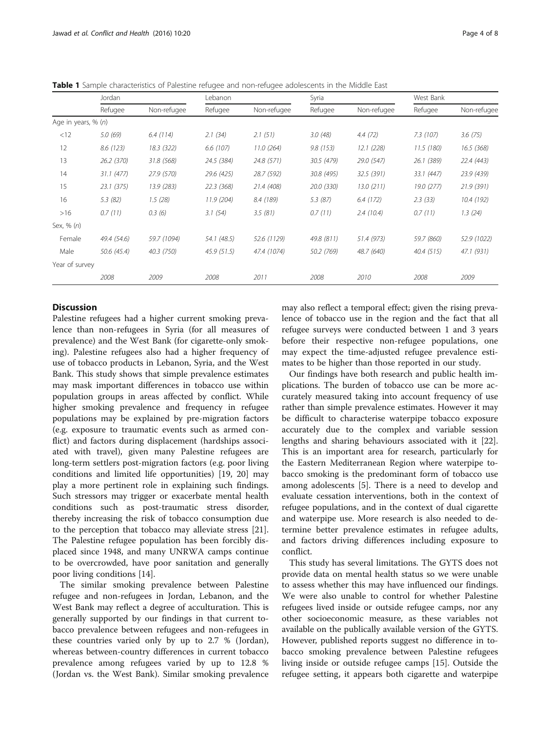**Table 1** Sample characteristics of Palestine refugee and non-refugee adolescents in the Middle East

| | Jordan | | Lebanon | | Syria | | West Bank | |
|---|---|---|---|---|---|---|---|---|
| | Refugee | Non-refugee | Refugee | Non-refugee | Refugee | Non-refugee | Refugee | Non-refugee |
| Age in years, % (*n*) | | | | | | | | |
| <12 | 5.0 (69) | 6.4 (114) | 2.1 (34) | 2.1 (51) | 3.0 (48) | 4.4 (72) | 7.3 (107) | 3.6 (75) |
| 12 | 8.6 (123) | 18.3 (322) | 6.6 (107) | 11.0 (264) | 9.8 (153) | 12.1 (228) | 11.5 (180) | 16.5 (368) |
| 13 | 26.2 (370) | 31.8 (568) | 24.5 (384) | 24.8 (571) | 30.5 (479) | 29.0 (547) | 26.1 (389) | 22.4 (443) |
| 14 | 31.1 (477) | 27.9 (570) | 29.6 (425) | 28.7 (592) | 30.8 (495) | 32.5 (391) | 33.1 (447) | 23.9 (439) |
| 15 | 23.1 (375) | 13.9 (283) | 22.3 (368) | 21.4 (408) | 20.0 (330) | 13.0 (211) | 19.0 (277) | 21.9 (391) |
| 16 | 5.3 (82) | 1.5 (28) | 11.9 (204) | 8.4 (189) | 5.3 (87) | 6.4 (172) | 2.3 (33) | 10.4 (192) |
| >16 | 0.7 (11) | 0.3 (6) | 3.1 (54) | 3.5 (81) | 0.7 (11) | 2.4 (10.4) | 0.7 (11) | 1.3 (24) |
| Sex, % (*n*) | | | | | | | | |
| Female | 49.4 (54.6) | 59.7 (1094) | 54.1 (48.5) | 52.6 (1129) | 49.8 (811) | 51.4 (973) | 59.7 (860) | 52.9 (1022) |
| Male | 50.6 (45.4) | 40.3 (750) | 45.9 (51.5) | 47.4 (1074) | 50.2 (769) | 48.7 (640) | 40.4 (515) | 47.1 (931) |
| Year of survey | | | | | | | | |
| | 2008 | 2009 | 2008 | 2011 | 2008 | 2010 | 2008 | 2009 |

## Discussion

Palestine refugees had a higher current smoking prevalence than non-refugees in Syria (for all measures of prevalence) and the West Bank (for cigarette-only smoking). Palestine refugees also had a higher frequency of use of tobacco products in Lebanon, Syria, and the West Bank. This study shows that simple prevalence estimates may mask important differences in tobacco use within population groups in areas affected by conflict. While higher smoking prevalence and frequency in refugee populations may be explained by pre-migration factors (e.g. exposure to traumatic events such as armed conflict) and factors during displacement (hardships associated with travel), given many Palestine refugees are long-term settlers post-migration factors (e.g. poor living conditions and limited life opportunities) [19, 20] may play a more pertinent role in explaining such findings. Such stressors may trigger or exacerbate mental health conditions such as post-traumatic stress disorder, thereby increasing the risk of tobacco consumption due to the perception that tobacco may alleviate stress [21]. The Palestine refugee population has been forcibly displaced since 1948, and many UNRWA camps continue to be overcrowded, have poor sanitation and generally poor living conditions [14].

The similar smoking prevalence between Palestine refugee and non-refugees in Jordan, Lebanon, and the West Bank may reflect a degree of acculturation. This is generally supported by our findings in that current tobacco prevalence between refugees and non-refugees in these countries varied only by up to 2.7 % (Jordan), whereas between-country differences in current tobacco prevalence among refugees varied by up to 12.8 % (Jordan vs. the West Bank). Similar smoking prevalence may also reflect a temporal effect; given the rising prevalence of tobacco use in the region and the fact that all refugee surveys were conducted between 1 and 3 years before their respective non-refugee populations, one may expect the time-adjusted refugee prevalence estimates to be higher than those reported in our study.

Our findings have both research and public health implications. The burden of tobacco use can be more accurately measured taking into account frequency of use rather than simple prevalence estimates. However it may be difficult to characterise waterpipe tobacco exposure accurately due to the complex and variable session lengths and sharing behaviours associated with it [22]. This is an important area for research, particularly for the Eastern Mediterranean Region where waterpipe tobacco smoking is the predominant form of tobacco use among adolescents [5]. There is a need to develop and evaluate cessation interventions, both in the context of refugee populations, and in the context of dual cigarette and waterpipe use. More research is also needed to determine better prevalence estimates in refugee adults, and factors driving differences including exposure to conflict.

This study has several limitations. The GYTS does not provide data on mental health status so we were unable to assess whether this may have influenced our findings. We were also unable to control for whether Palestine refugees lived inside or outside refugee camps, nor any other socioeconomic measure, as these variables not available on the publically available version of the GYTS. However, published reports suggest no difference in tobacco smoking prevalence between Palestine refugees living inside or outside refugee camps [15]. Outside the refugee setting, it appears both cigarette and waterpipe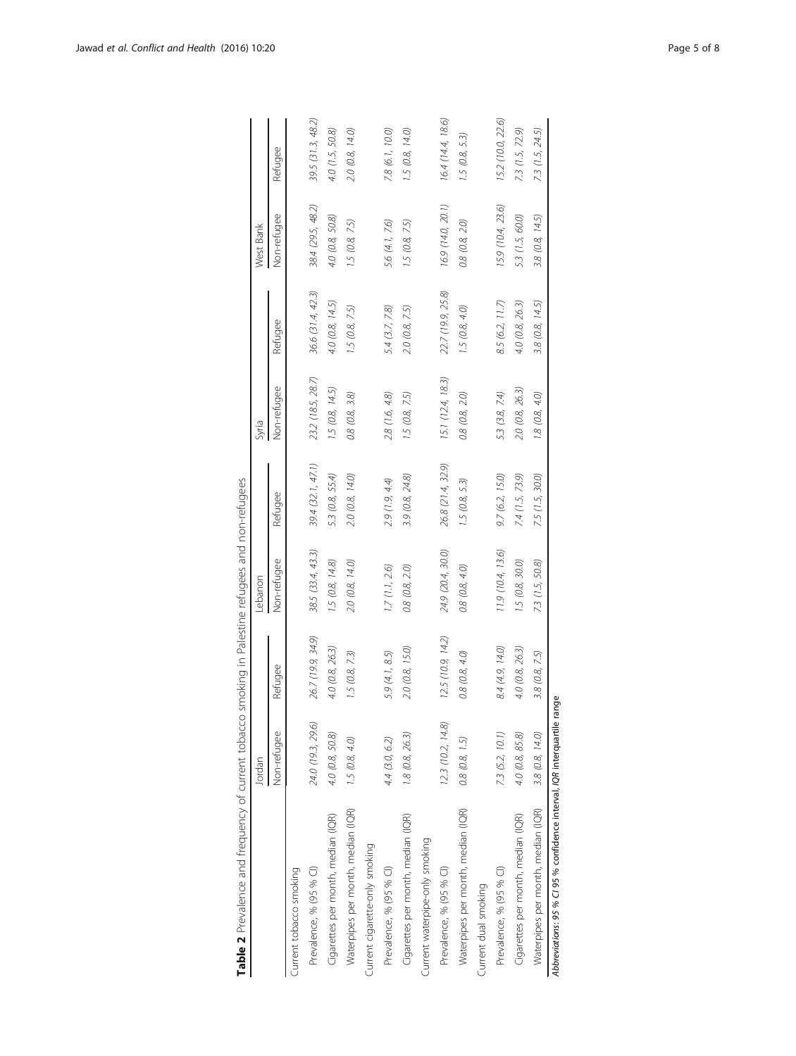**Table 2** Prevalence and frequency of current tobacco smoking in Palestine refugees and non-refugees

| | Jordan | | Lebanon | | Syria | | West Bank | |
|---|---|---|---|---|---|---|---|---|
| | Non-refugee | Refugee | Non-refugee | Refugee | Non-refugee | Refugee | Non-refugee | Refugee |
| Current tobacco smoking | | | | | | | | |
| Prevalence, % (95 % CI) | 24.0 (19.3, 29.6) | 26.7 (19.9, 34.9) | 38.5 (33.4, 43.3) | 39.4 (32.1, 47.1) | 23.2 (18.5, 28.7) | 36.6 (31.4, 42.3) | 38.4 (29.5, 48.2) | 39.5 (31.3, 48.2) |
| Cigarettes per month, median (IQR) | 4.0 (0.8, 50.8) | 4.0 (0.8, 26.3) | 1.5 (0.8, 14.8) | 5.3 (0.8, 55.4) | 1.5 (0.8, 14.5) | 4.0 (0.8, 14.5) | 4.0 (0.8, 50.8) | 4.0 (1.5, 50.8) |
| Waterpipes per month, median (IQR) | 1.5 (0.8, 4.0) | 1.5 (0.8, 7.3) | 2.0 (0.8, 14.0) | 2.0 (0.8, 14.0) | 0.8 (0.8, 3.8) | 1.5 (0.8, 7.5) | 1.5 (0.8, 7.5) | 2.0 (0.8, 14.0) |
| Current cigarette-only smoking | | | | | | | | |
| Prevalence, % (95 % CI) | 4.4 (3.0, 6.2) | 5.9 (4.1, 8.5) | 1.7 (1.1, 2.6) | 2.9 (1.9, 4.4) | 2.8 (1.6, 4.8) | 5.4 (3.7, 7.8) | 5.6 (4.1, 7.6) | 7.8 (6.1, 10.0) |
| Cigarettes per month, median (IQR) | 1.8 (0.8, 26.3) | 2.0 (0.8, 15.0) | 0.8 (0.8, 2.0) | 3.9 (0.8, 24.8) | 1.5 (0.8, 7.5) | 2.0 (0.8, 7.5) | 1.5 (0.8, 7.5) | 1.5 (0.8, 14.0) |
| Current waterpipe-only smoking | | | | | | | | |
| Prevalence, % (95 % CI) | 12.3 (10.2, 14.8) | 12.5 (10.9, 14.2) | 24.9 (20.4, 30.0) | 26.8 (21.4, 32.9) | 15.1 (12.4, 18.3) | 22.7 (19.9, 25.8) | 16.9 (14.0, 20.1) | 16.4 (14.4, 18.6) |
| Waterpipes per month, median (IQR) | 0.8 (0.8, 1.5) | 0.8 (0.8, 4.0) | 0.8 (0.8, 4.0) | 1.5 (0.8, 5.3) | 0.8 (0.8, 2.0) | 1.5 (0.8, 4.0) | 0.8 (0.8, 2.0) | 1.5 (0.8, 5.3) |
| Current dual smoking | | | | | | | | |
| Prevalence, % (95 % CI) | 7.3 (5.2, 10.1) | 8.4 (4.9, 14.0) | 11.9 (10.4, 13.6) | 9.7 (6.2, 15.0) | 5.3 (3.8, 7.4) | 8.5 (6.2, 11.7) | 15.9 (10.4, 23.6) | 15.2 (10.0, 22.6) |
| Cigarettes per month, median (IQR) | 4.0 (0.8, 85.8) | 4.0 (0.8, 26.3) | 1.5 (0.8, 30.0) | 7.4 (1.5, 73.9) | 2.0 (0.8, 26.3) | 4.0 (0.8, 26.3) | 5.3 (1.5, 60.0) | 7.3 (1.5, 72.9) |
| Waterpipes per month, median (IQR) | 3.8 (0.8, 14.0) | 3.8 (0.8, 7.5) | 7.3 (1.5, 50.8) | 7.5 (1.5, 30.0) | 1.8 (0.8, 4.0) | 3.8 (0.8, 14.5) | 3.8 (0.8, 14.5) | 7.3 (1.5, 24.5) |

*Abbreviations*: *95 % CI* 95 % confidence interval, *IQR* interquartile range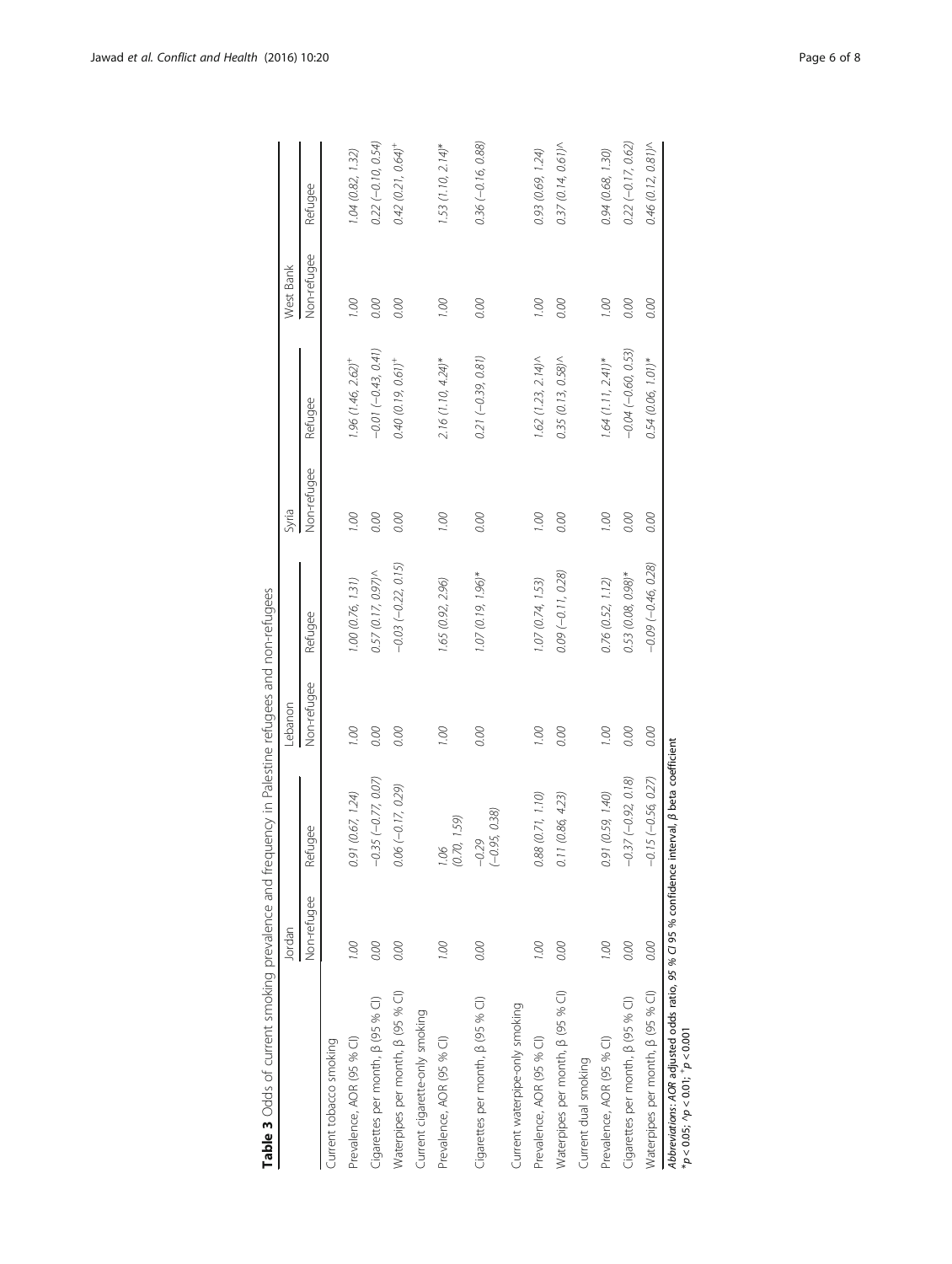**Table 3** Odds of current smoking prevalence and frequency in Palestine refugees and non-refugees

| | Jordan | | Lebanon | | Syria | | West Bank | |
|---|---|---|---|---|---|---|---|---|
| | Non-refugee | Refugee | Non-refugee | Refugee | Non-refugee | Refugee | Non-refugee | Refugee |
| Current tobacco smoking | | | | | | | | |
| Prevalence, AOR (95 % CI) | 1.00 | 0.91 (0.67, 1.24) | 1.00 | 1.00 (0.76, 1.31) | 1.00 | 1.96 (1.46, 2.62)[+] | 1.00 | 1.04 (0.82, 1.32) |
| Cigarettes per month, β (95 % CI) | 0.00 | −0.35 (−0.77, 0.07) | 0.00 | 0.57 (0.17, 0.97)^ | 0.00 | −0.01 (−0.43, 0.41) | 0.00 | 0.22 (−0.10, 0.54) |
| Waterpipes per month, β (95 % CI) | 0.00 | 0.06 (−0.17, 0.29) | 0.00 | −0.03 (−0.22, 0.15) | 0.00 | 0.40 (0.19, 0.61)[+] | 0.00 | 0.42 (0.21, 0.64)[+] |
| Current cigarette-only smoking | | | | | | | | |
| Prevalence, AOR (95 % CI) | 1.00 | 1.06 (0.70, 1.59) | 1.00 | 1.65 (0.92, 2.96) | 1.00 | 2.16 (1.10, 4.24)* | 1.00 | 1.53 (1.10, 2.14)* |
| Cigarettes per month, β (95 % CI) | 0.00 | −0.29 (−0.95, 0.38) | 0.00 | 1.07 (0.19, 1.96)* | 0.00 | 0.21 (−0.39, 0.81) | 0.00 | 0.36 (−0.16, 0.88) |
| Current waterpipe-only smoking | | | | | | | | |
| Prevalence, AOR (95 % CI) | 1.00 | 0.88 (0.71, 1.10) | 1.00 | 1.07 (0.74, 1.53) | 1.00 | 1.62 (1.23, 2.14)^ | 1.00 | 0.93 (0.69, 1.24) |
| Waterpipes per month, β (95 % CI) | 0.00 | 0.11 (0.86, 4.23) | 0.00 | 0.09 (−0.11, 0.28) | 0.00 | 0.35 (0.13, 0.58)^ | 0.00 | 0.37 (0.14, 0.61)^ |
| Current dual smoking | | | | | | | | |
| Prevalence, AOR (95 % CI) | 1.00 | 0.91 (0.59, 1.40) | 1.00 | 0.76 (0.52, 1.12) | 1.00 | 1.64 (1.11, 2.41)* | 1.00 | 0.94 (0.68, 1.30) |
| Cigarettes per month, β (95 % CI) | 0.00 | −0.37 (−0.92, 0.18) | 0.00 | 0.53 (0.08, 0.98)* | 0.00 | −0.04 (−0.60, 0.53) | 0.00 | 0.22 (−0.17, 0.62) |
| Waterpipes per month, β (95 % CI) | 0.00 | −0.15 (−0.56, 0.27) | 0.00 | −0.09 (−0.46, 0.28) | 0.00 | 0.54 (0.06, 1.01)* | 0.00 | 0.46 (0.12, 0.81)^ |

*Abbreviations*: *AOR* adjusted odds ratio, *95 % CI* 95 % confidence interval, *β* beta coefficient
\*$p < 0.05$; ^$p < 0.01$; [+]$p < 0.001$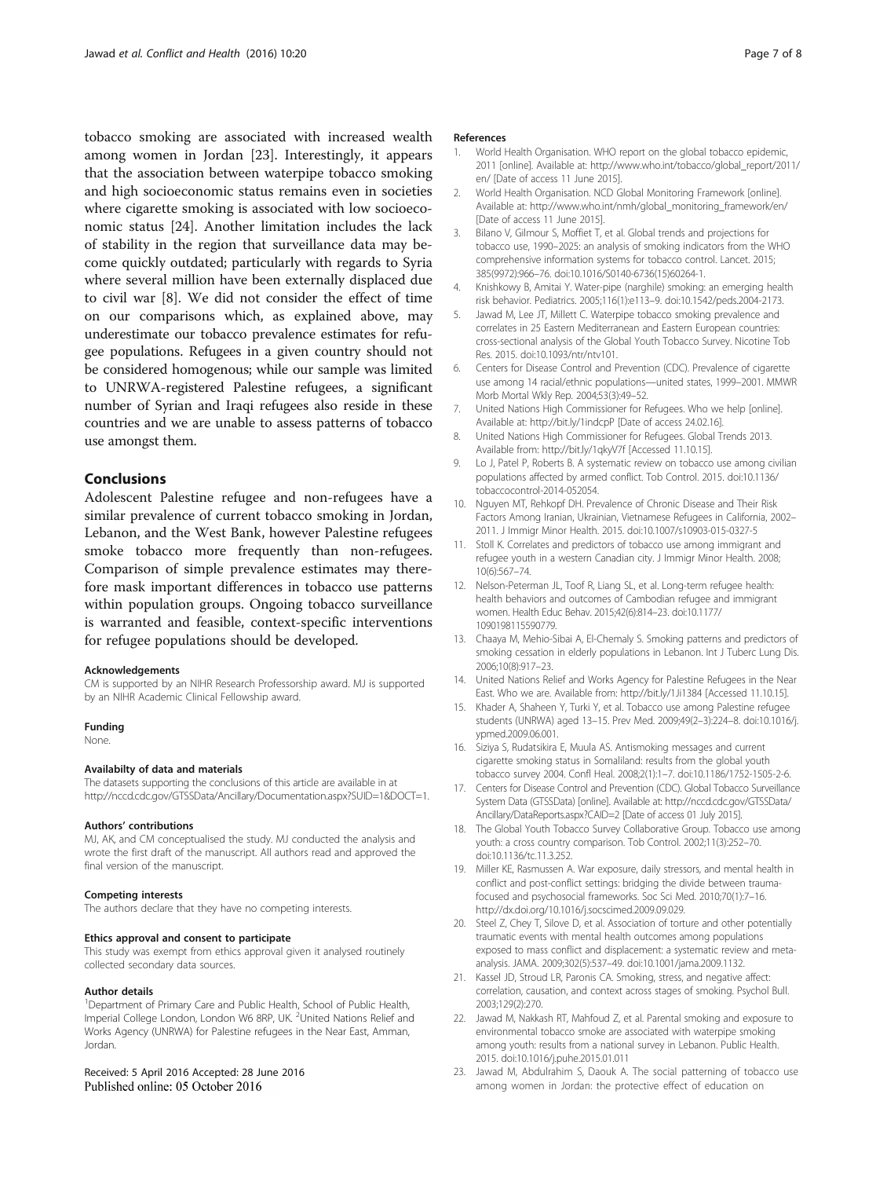tobacco smoking are associated with increased wealth among women in Jordan [23]. Interestingly, it appears that the association between waterpipe tobacco smoking and high socioeconomic status remains even in societies where cigarette smoking is associated with low socioeconomic status [24]. Another limitation includes the lack of stability in the region that surveillance data may become quickly outdated; particularly with regards to Syria where several million have been externally displaced due to civil war [8]. We did not consider the effect of time on our comparisons which, as explained above, may underestimate our tobacco prevalence estimates for refugee populations. Refugees in a given country should not be considered homogenous; while our sample was limited to UNRWA-registered Palestine refugees, a significant number of Syrian and Iraqi refugees also reside in these countries and we are unable to assess patterns of tobacco use amongst them.

## Conclusions

Adolescent Palestine refugee and non-refugees have a similar prevalence of current tobacco smoking in Jordan, Lebanon, and the West Bank, however Palestine refugees smoke tobacco more frequently than non-refugees. Comparison of simple prevalence estimates may therefore mask important differences in tobacco use patterns within population groups. Ongoing tobacco surveillance is warranted and feasible, context-specific interventions for refugee populations should be developed.

#### Acknowledgements

CM is supported by an NIHR Research Professorship award. MJ is supported by an NIHR Academic Clinical Fellowship award.

#### Funding

None.

#### Availabilty of data and materials

The datasets supporting the conclusions of this article are available in at http://nccd.cdc.gov/GTSSData/Ancillary/Documentation.aspx?SUID=1&DOCT=1.

#### Authors' contributions

MJ, AK, and CM conceptualised the study. MJ conducted the analysis and wrote the first draft of the manuscript. All authors read and approved the final version of the manuscript.

#### Competing interests

The authors declare that they have no competing interests.

#### Ethics approval and consent to participate

This study was exempt from ethics approval given it analysed routinely collected secondary data sources.

#### Author details

[1]Department of Primary Care and Public Health, School of Public Health, Imperial College London, London W6 8RP, UK. [2]United Nations Relief and Works Agency (UNRWA) for Palestine refugees in the Near East, Amman, Jordan.

Received: 5 April 2016 Accepted: 28 June 2016
Published online: 05 October 2016

#### References

1. World Health Organisation. WHO report on the global tobacco epidemic, 2011 [online]. Available at: http://www.who.int/tobacco/global_report/2011/en/ [Date of access 11 June 2015].
2. World Health Organisation. NCD Global Monitoring Framework [online]. Available at: http://www.who.int/nmh/global_monitoring_framework/en/ [Date of access 11 June 2015].
3. Bilano V, Gilmour S, Moffiet T, et al. Global trends and projections for tobacco use, 1990–2025: an analysis of smoking indicators from the WHO comprehensive information systems for tobacco control. Lancet. 2015; 385(9972):966–76. doi:10.1016/S0140-6736(15)60264-1.
4. Knishkowy B, Amitai Y. Water-pipe (narghile) smoking: an emerging health risk behavior. Pediatrics. 2005;116(1):e113–9. doi:10.1542/peds.2004-2173.
5. Jawad M, Lee JT, Millett C. Waterpipe tobacco smoking prevalence and correlates in 25 Eastern Mediterranean and Eastern European countries: cross-sectional analysis of the Global Youth Tobacco Survey. Nicotine Tob Res. 2015. doi:10.1093/ntr/ntv101.
6. Centers for Disease Control and Prevention (CDC). Prevalence of cigarette use among 14 racial/ethnic populations—united states, 1999–2001. MMWR Morb Mortal Wkly Rep. 2004;53(3):49–52.
7. United Nations High Commissioner for Refugees. Who we help [online]. Available at: http://bit.ly/1indcpP [Date of access 24.02.16].
8. United Nations High Commissioner for Refugees. Global Trends 2013. Available from: http://bit.ly/1qkyV7f [Accessed 11.10.15].
9. Lo J, Patel P, Roberts B. A systematic review on tobacco use among civilian populations affected by armed conflict. Tob Control. 2015. doi:10.1136/tobaccocontrol-2014-052054.
10. Nguyen MT, Rehkopf DH. Prevalence of Chronic Disease and Their Risk Factors Among Iranian, Ukrainian, Vietnamese Refugees in California, 2002–2011. J Immigr Minor Health. 2015. doi:10.1007/s10903-015-0327-5
11. Stoll K. Correlates and predictors of tobacco use among immigrant and refugee youth in a western Canadian city. J Immigr Minor Health. 2008; 10(6):567–74.
12. Nelson-Peterman JL, Toof R, Liang SL, et al. Long-term refugee health: health behaviors and outcomes of Cambodian refugee and immigrant women. Health Educ Behav. 2015;42(6):814–23. doi:10.1177/1090198115590779.
13. Chaaya M, Mehio-Sibai A, El-Chemaly S. Smoking patterns and predictors of smoking cessation in elderly populations in Lebanon. Int J Tuberc Lung Dis. 2006;10(8):917–23.
14. United Nations Relief and Works Agency for Palestine Refugees in the Near East. Who we are. Available from: http://bit.ly/1Ji1384 [Accessed 11.10.15].
15. Khader A, Shaheen Y, Turki Y, et al. Tobacco use among Palestine refugee students (UNRWA) aged 13–15. Prev Med. 2009;49(2–3):224–8. doi:10.1016/j.ypmed.2009.06.001.
16. Siziya S, Rudatsikira E, Muula AS. Antismoking messages and current cigarette smoking status in Somaliland: results from the global youth tobacco survey 2004. Confl Heal. 2008;2(1):1–7. doi:10.1186/1752-1505-2-6.
17. Centers for Disease Control and Prevention (CDC). Global Tobacco Surveillance System Data (GTSSData) [online]. Available at: http://nccd.cdc.gov/GTSSData/Ancillary/DataReports.aspx?CAID=2 [Date of access 01 July 2015].
18. The Global Youth Tobacco Survey Collaborative Group. Tobacco use among youth: a cross country comparison. Tob Control. 2002;11(3):252–70. doi:10.1136/tc.11.3.252.
19. Miller KE, Rasmussen A. War exposure, daily stressors, and mental health in conflict and post-conflict settings: bridging the divide between trauma-focused and psychosocial frameworks. Soc Sci Med. 2010;70(1):7–16. http://dx.doi.org/10.1016/j.socscimed.2009.09.029.
20. Steel Z, Chey T, Silove D, et al. Association of torture and other potentially traumatic events with mental health outcomes among populations exposed to mass conflict and displacement: a systematic review and meta-analysis. JAMA. 2009;302(5):537–49. doi:10.1001/jama.2009.1132.
21. Kassel JD, Stroud LR, Paronis CA. Smoking, stress, and negative affect: correlation, causation, and context across stages of smoking. Psychol Bull. 2003;129(2):270.
22. Jawad M, Nakkash RT, Mahfoud Z, et al. Parental smoking and exposure to environmental tobacco smoke are associated with waterpipe smoking among youth: results from a national survey in Lebanon. Public Health. 2015. doi:10.1016/j.puhe.2015.01.011
23. Jawad M, Abdulrahim S, Daouk A. The social patterning of tobacco use among women in Jordan: the protective effect of education on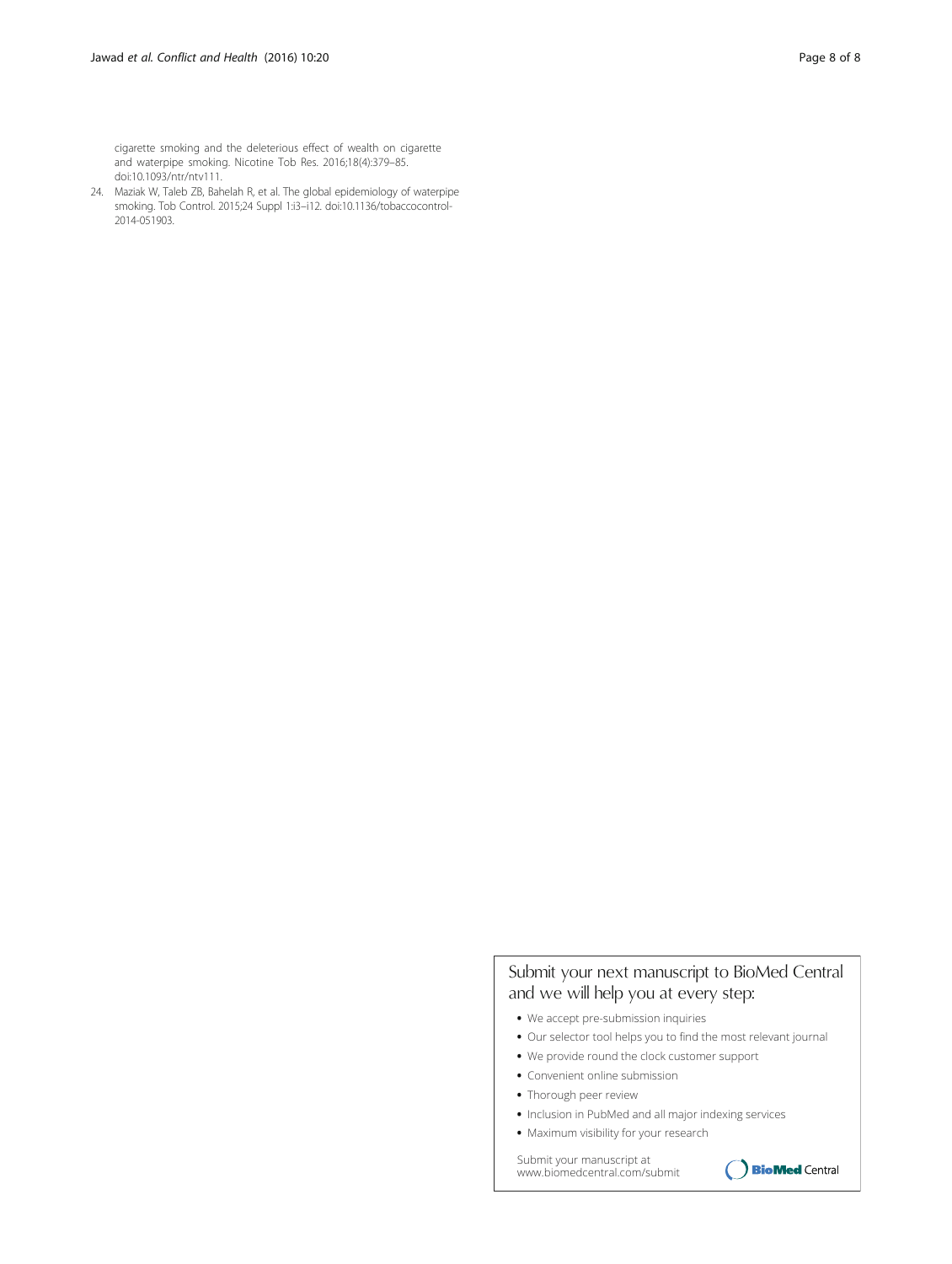cigarette smoking and the deleterious effect of wealth on cigarette and waterpipe smoking. Nicotine Tob Res. 2016;18(4):379–85. doi:10.1093/ntr/ntv111.

24. Maziak W, Taleb ZB, Bahelah R, et al. The global epidemiology of waterpipe smoking. Tob Control. 2015;24 Suppl 1:i3–i12. doi:10.1136/tobaccocontrol-2014-051903.

Submit your next manuscript to BioMed Central and we will help you at every step:

- We accept pre-submission inquiries
- Our selector tool helps you to find the most relevant journal
- We provide round the clock customer support
- Convenient online submission
- Thorough peer review
- Inclusion in PubMed and all major indexing services
- Maximum visibility for your research

Submit your manuscript at
www.biomedcentral.com/submit

BioMed Central